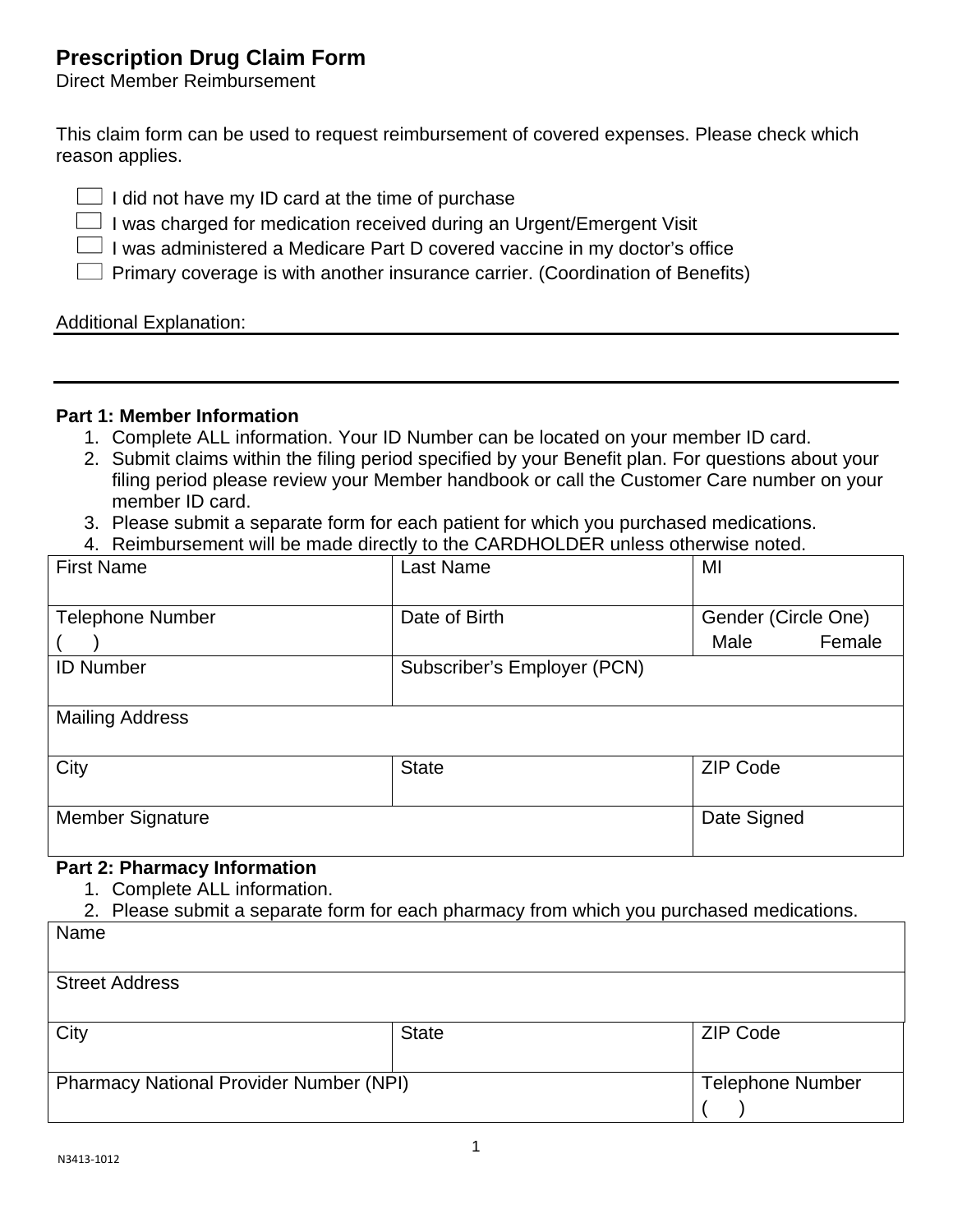# Prescription Drug Claim Form

Direct Member Reimbursement

This claim form can be used to request reimbursement of covered expenses. Please check which reason applies.

- ☐ I did not have my ID card at the time of purchase
- ☐ I was charged for medication received during an Urgent/Emergent Visit
- ☐ I was administered a Medicare Part D covered vaccine in my doctor's office
- ☐ Primary coverage is with another insurance carrier. (Coordination of Benefits)

Additional Explanation: \_\_\_\_\_\_\_\_\_\_\_\_\_\_\_\_\_\_\_\_\_\_\_\_\_\_\_\_\_\_\_\_\_\_\_\_\_\_\_\_\_\_\_\_\_\_\_\_\_\_\_\_\_\_\_\_\_\_

\_\_\_\_\_\_\_\_\_\_\_\_\_\_\_\_\_\_\_\_\_\_\_\_\_\_\_\_\_\_\_\_\_\_\_\_\_\_\_\_\_\_\_\_\_\_\_\_\_\_\_\_\_\_\_\_\_\_\_\_\_\_\_\_\_\_\_\_\_\_\_\_\_\_\_\_\_\_

**Part 1: Member Information**

1. Complete ALL information. Your ID Number can be located on your member ID card.
2. Submit claims within the filing period specified by your Benefit plan. For questions about your filing period please review your Member handbook or call the Customer Care number on your member ID card.
3. Please submit a separate form for each patient for which you purchased medications.
4. Reimbursement will be made directly to the CARDHOLDER unless otherwise noted.

| First Name | Last Name | MI |
|---|---|---|
| Telephone Number ( ) | Date of Birth | Gender (Circle One) Male Female |
| ID Number | Subscriber's Employer (PCN) | |
| Mailing Address | | |
| City | State | ZIP Code |
| Member Signature | | Date Signed |

**Part 2: Pharmacy Information**

1. Complete ALL information.
2. Please submit a separate form for each pharmacy from which you purchased medications.

| Name | | |
|---|---|---|
| Street Address | | |
| City | State | ZIP Code |
| Pharmacy National Provider Number (NPI) | | Telephone Number ( ) |

N3413-1012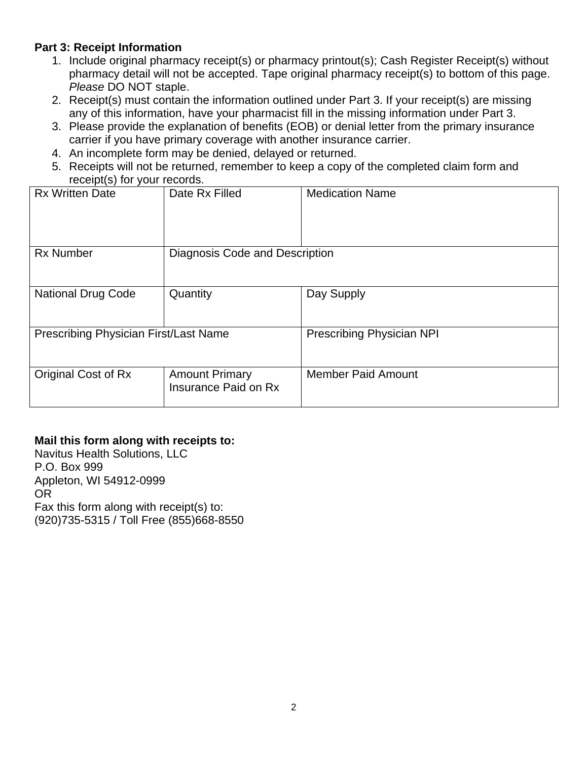**Part 3: Receipt Information**

1. Include original pharmacy receipt(s) or pharmacy printout(s); Cash Register Receipt(s) without pharmacy detail will not be accepted. Tape original pharmacy receipt(s) to bottom of this page. *Please* DO NOT staple.
2. Receipt(s) must contain the information outlined under Part 3. If your receipt(s) are missing any of this information, have your pharmacist fill in the missing information under Part 3.
3. Please provide the explanation of benefits (EOB) or denial letter from the primary insurance carrier if you have primary coverage with another insurance carrier.
4. An incomplete form may be denied, delayed or returned.
5. Receipts will not be returned, remember to keep a copy of the completed claim form and receipt(s) for your records.

| | | |
|---|---|---|
| Rx Written Date | Date Rx Filled | Medication Name |
| Rx Number | Diagnosis Code and Description | |
| National Drug Code | Quantity | Day Supply |
| Prescribing Physician First/Last Name | | Prescribing Physician NPI |
| Original Cost of Rx | Amount Primary Insurance Paid on Rx | Member Paid Amount |

**Mail this form along with receipts to:**
Navitus Health Solutions, LLC
P.O. Box 999
Appleton, WI 54912-0999
OR
Fax this form along with receipt(s) to:
(920)735-5315 / Toll Free (855)668-8550